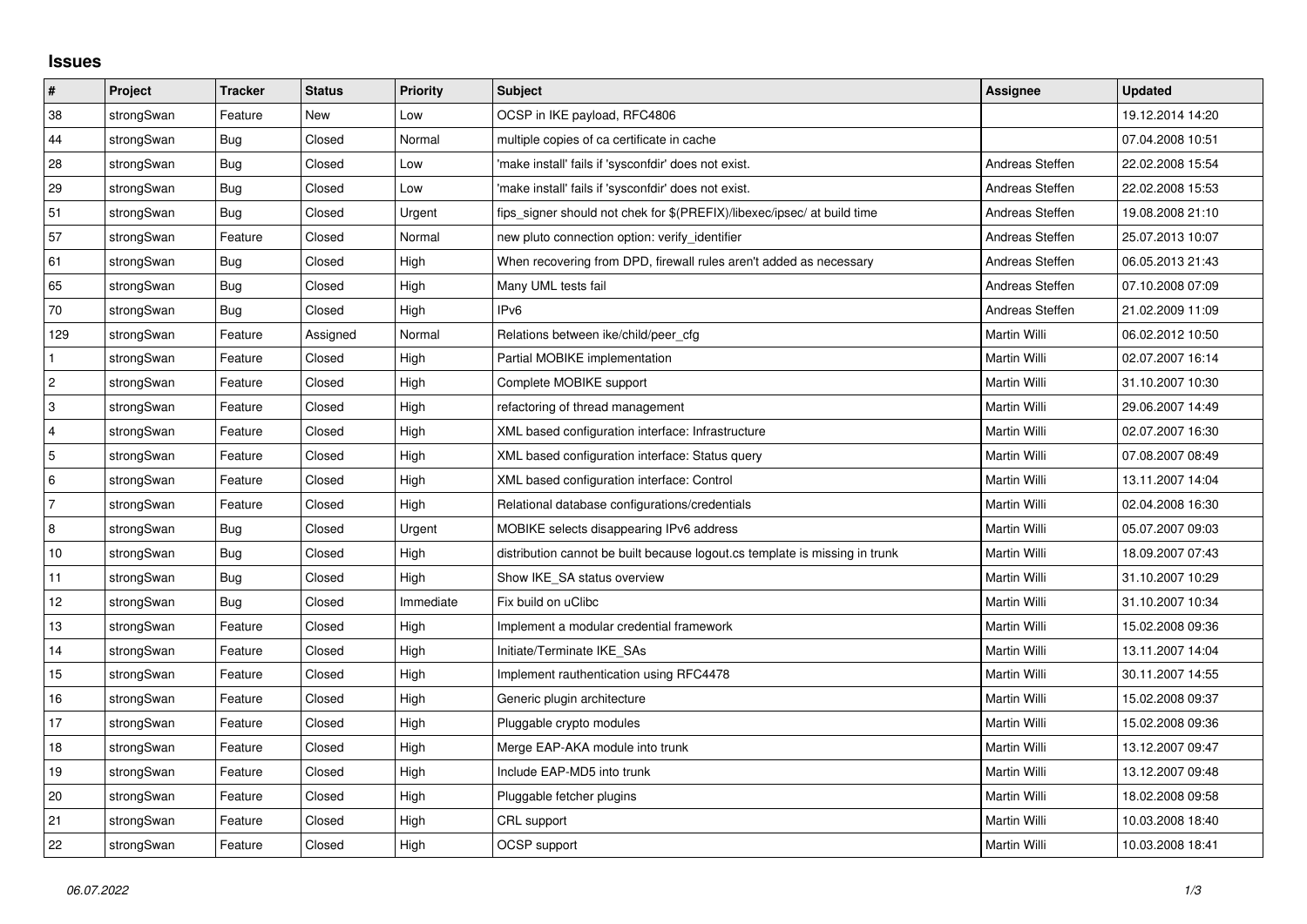## Issues

| # | Project | Tracker | Status | Priority | Subject | Assignee | Updated |
|---|---|---|---|---|---|---|---|
| 38 | strongSwan | Feature | New | Low | OCSP in IKE payload, RFC4806 | | 19.12.2014 14:20 |
| 44 | strongSwan | Bug | Closed | Normal | multiple copies of ca certificate in cache | | 07.04.2008 10:51 |
| 28 | strongSwan | Bug | Closed | Low | 'make install' fails if 'sysconfdir' does not exist. | Andreas Steffen | 22.02.2008 15:54 |
| 29 | strongSwan | Bug | Closed | Low | 'make install' fails if 'sysconfdir' does not exist. | Andreas Steffen | 22.02.2008 15:53 |
| 51 | strongSwan | Bug | Closed | Urgent | fips_signer should not chek for $(PREFIX)/libexec/ipsec/ at build time | Andreas Steffen | 19.08.2008 21:10 |
| 57 | strongSwan | Feature | Closed | Normal | new pluto connection option: verify_identifier | Andreas Steffen | 25.07.2013 10:07 |
| 61 | strongSwan | Bug | Closed | High | When recovering from DPD, firewall rules aren't added as necessary | Andreas Steffen | 06.05.2013 21:43 |
| 65 | strongSwan | Bug | Closed | High | Many UML tests fail | Andreas Steffen | 07.10.2008 07:09 |
| 70 | strongSwan | Bug | Closed | High | IPv6 | Andreas Steffen | 21.02.2009 11:09 |
| 129 | strongSwan | Feature | Assigned | Normal | Relations between ike/child/peer_cfg | Martin Willi | 06.02.2012 10:50 |
| 1 | strongSwan | Feature | Closed | High | Partial MOBIKE implementation | Martin Willi | 02.07.2007 16:14 |
| 2 | strongSwan | Feature | Closed | High | Complete MOBIKE support | Martin Willi | 31.10.2007 10:30 |
| 3 | strongSwan | Feature | Closed | High | refactoring of thread management | Martin Willi | 29.06.2007 14:49 |
| 4 | strongSwan | Feature | Closed | High | XML based configuration interface: Infrastructure | Martin Willi | 02.07.2007 16:30 |
| 5 | strongSwan | Feature | Closed | High | XML based configuration interface: Status query | Martin Willi | 07.08.2007 08:49 |
| 6 | strongSwan | Feature | Closed | High | XML based configuration interface: Control | Martin Willi | 13.11.2007 14:04 |
| 7 | strongSwan | Feature | Closed | High | Relational database configurations/credentials | Martin Willi | 02.04.2008 16:30 |
| 8 | strongSwan | Bug | Closed | Urgent | MOBIKE selects disappearing IPv6 address | Martin Willi | 05.07.2007 09:03 |
| 10 | strongSwan | Bug | Closed | High | distribution cannot be built because logout.cs template is missing in trunk | Martin Willi | 18.09.2007 07:43 |
| 11 | strongSwan | Bug | Closed | High | Show IKE_SA status overview | Martin Willi | 31.10.2007 10:29 |
| 12 | strongSwan | Bug | Closed | Immediate | Fix build on uClibc | Martin Willi | 31.10.2007 10:34 |
| 13 | strongSwan | Feature | Closed | High | Implement a modular credential framework | Martin Willi | 15.02.2008 09:36 |
| 14 | strongSwan | Feature | Closed | High | Initiate/Terminate IKE_SAs | Martin Willi | 13.11.2007 14:04 |
| 15 | strongSwan | Feature | Closed | High | Implement rauthentication using RFC4478 | Martin Willi | 30.11.2007 14:55 |
| 16 | strongSwan | Feature | Closed | High | Generic plugin architecture | Martin Willi | 15.02.2008 09:37 |
| 17 | strongSwan | Feature | Closed | High | Pluggable crypto modules | Martin Willi | 15.02.2008 09:36 |
| 18 | strongSwan | Feature | Closed | High | Merge EAP-AKA module into trunk | Martin Willi | 13.12.2007 09:47 |
| 19 | strongSwan | Feature | Closed | High | Include EAP-MD5 into trunk | Martin Willi | 13.12.2007 09:48 |
| 20 | strongSwan | Feature | Closed | High | Pluggable fetcher plugins | Martin Willi | 18.02.2008 09:58 |
| 21 | strongSwan | Feature | Closed | High | CRL support | Martin Willi | 10.03.2008 18:40 |
| 22 | strongSwan | Feature | Closed | High | OCSP support | Martin Willi | 10.03.2008 18:41 |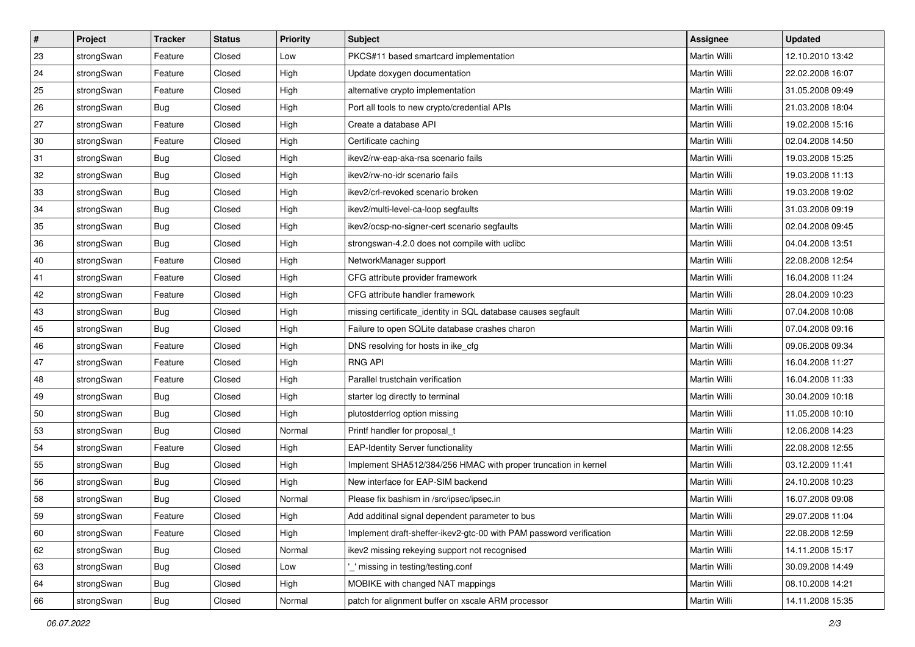| # | Project | Tracker | Status | Priority | Subject | Assignee | Updated |
|---|---|---|---|---|---|---|---|
| 23 | strongSwan | Feature | Closed | Low | PKCS#11 based smartcard implementation | Martin Willi | 12.10.2010 13:42 |
| 24 | strongSwan | Feature | Closed | High | Update doxygen documentation | Martin Willi | 22.02.2008 16:07 |
| 25 | strongSwan | Feature | Closed | High | alternative crypto implementation | Martin Willi | 31.05.2008 09:49 |
| 26 | strongSwan | Bug | Closed | High | Port all tools to new crypto/credential APIs | Martin Willi | 21.03.2008 18:04 |
| 27 | strongSwan | Feature | Closed | High | Create a database API | Martin Willi | 19.02.2008 15:16 |
| 30 | strongSwan | Feature | Closed | High | Certificate caching | Martin Willi | 02.04.2008 14:50 |
| 31 | strongSwan | Bug | Closed | High | ikev2/rw-eap-aka-rsa scenario fails | Martin Willi | 19.03.2008 15:25 |
| 32 | strongSwan | Bug | Closed | High | ikev2/rw-no-idr scenario fails | Martin Willi | 19.03.2008 11:13 |
| 33 | strongSwan | Bug | Closed | High | ikev2/crl-revoked scenario broken | Martin Willi | 19.03.2008 19:02 |
| 34 | strongSwan | Bug | Closed | High | ikev2/multi-level-ca-loop segfaults | Martin Willi | 31.03.2008 09:19 |
| 35 | strongSwan | Bug | Closed | High | ikev2/ocsp-no-signer-cert scenario segfaults | Martin Willi | 02.04.2008 09:45 |
| 36 | strongSwan | Bug | Closed | High | strongswan-4.2.0 does not compile with uclibc | Martin Willi | 04.04.2008 13:51 |
| 40 | strongSwan | Feature | Closed | High | NetworkManager support | Martin Willi | 22.08.2008 12:54 |
| 41 | strongSwan | Feature | Closed | High | CFG attribute provider framework | Martin Willi | 16.04.2008 11:24 |
| 42 | strongSwan | Feature | Closed | High | CFG attribute handler framework | Martin Willi | 28.04.2009 10:23 |
| 43 | strongSwan | Bug | Closed | High | missing certificate_identity in SQL database causes segfault | Martin Willi | 07.04.2008 10:08 |
| 45 | strongSwan | Bug | Closed | High | Failure to open SQLite database crashes charon | Martin Willi | 07.04.2008 09:16 |
| 46 | strongSwan | Feature | Closed | High | DNS resolving for hosts in ike_cfg | Martin Willi | 09.06.2008 09:34 |
| 47 | strongSwan | Feature | Closed | High | RNG API | Martin Willi | 16.04.2008 11:27 |
| 48 | strongSwan | Feature | Closed | High | Parallel trustchain verification | Martin Willi | 16.04.2008 11:33 |
| 49 | strongSwan | Bug | Closed | High | starter log directly to terminal | Martin Willi | 30.04.2009 10:18 |
| 50 | strongSwan | Bug | Closed | High | plutostderrlog option missing | Martin Willi | 11.05.2008 10:10 |
| 53 | strongSwan | Bug | Closed | Normal | Printf handler for proposal_t | Martin Willi | 12.06.2008 14:23 |
| 54 | strongSwan | Feature | Closed | High | EAP-Identity Server functionality | Martin Willi | 22.08.2008 12:55 |
| 55 | strongSwan | Bug | Closed | High | Implement SHA512/384/256 HMAC with proper truncation in kernel | Martin Willi | 03.12.2009 11:41 |
| 56 | strongSwan | Bug | Closed | High | New interface for EAP-SIM backend | Martin Willi | 24.10.2008 10:23 |
| 58 | strongSwan | Bug | Closed | Normal | Please fix bashism in /src/ipsec/ipsec.in | Martin Willi | 16.07.2008 09:08 |
| 59 | strongSwan | Feature | Closed | High | Add additinal signal dependent parameter to bus | Martin Willi | 29.07.2008 11:04 |
| 60 | strongSwan | Feature | Closed | High | Implement draft-sheffer-ikev2-gtc-00 with PAM password verification | Martin Willi | 22.08.2008 12:59 |
| 62 | strongSwan | Bug | Closed | Normal | ikev2 missing rekeying support not recognised | Martin Willi | 14.11.2008 15:17 |
| 63 | strongSwan | Bug | Closed | Low | '_' missing in testing/testing.conf | Martin Willi | 30.09.2008 14:49 |
| 64 | strongSwan | Bug | Closed | High | MOBIKE with changed NAT mappings | Martin Willi | 08.10.2008 14:21 |
| 66 | strongSwan | Bug | Closed | Normal | patch for alignment buffer on xscale ARM processor | Martin Willi | 14.11.2008 15:35 |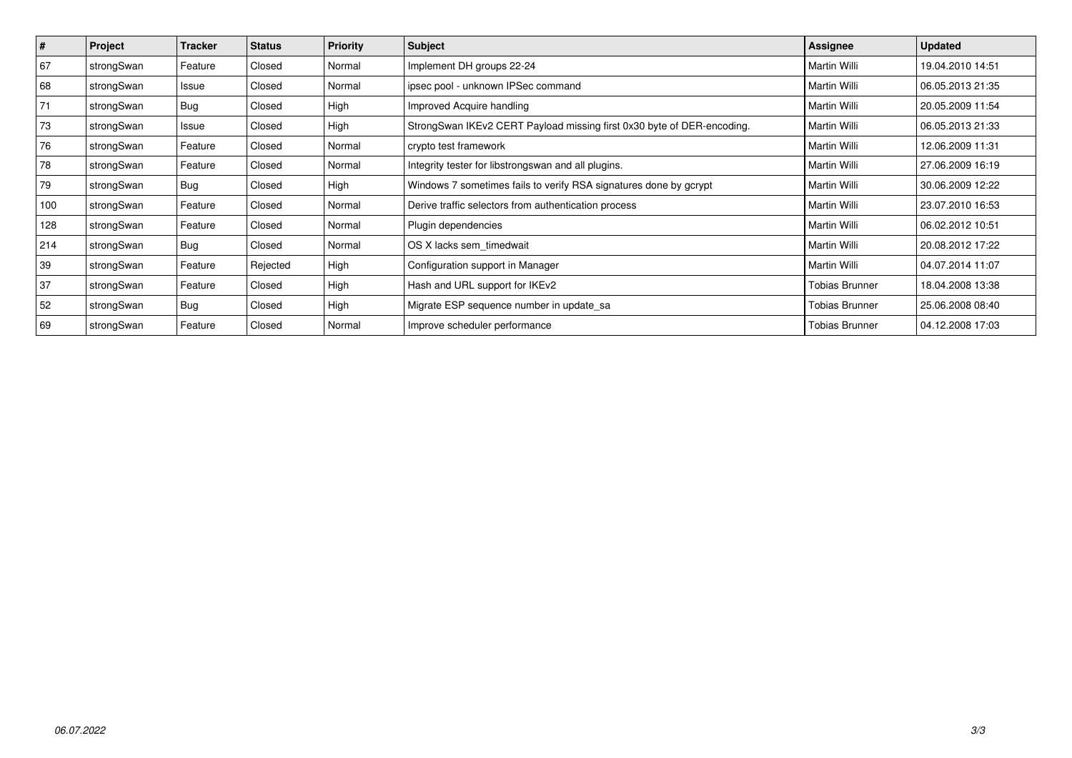| # | Project | Tracker | Status | Priority | Subject | Assignee | Updated |
|---|---|---|---|---|---|---|---|
| 67 | strongSwan | Feature | Closed | Normal | Implement DH groups 22-24 | Martin Willi | 19.04.2010 14:51 |
| 68 | strongSwan | Issue | Closed | Normal | ipsec pool - unknown IPSec command | Martin Willi | 06.05.2013 21:35 |
| 71 | strongSwan | Bug | Closed | High | Improved Acquire handling | Martin Willi | 20.05.2009 11:54 |
| 73 | strongSwan | Issue | Closed | High | StrongSwan IKEv2 CERT Payload missing first 0x30 byte of DER-encoding. | Martin Willi | 06.05.2013 21:33 |
| 76 | strongSwan | Feature | Closed | Normal | crypto test framework | Martin Willi | 12.06.2009 11:31 |
| 78 | strongSwan | Feature | Closed | Normal | Integrity tester for libstrongswan and all plugins. | Martin Willi | 27.06.2009 16:19 |
| 79 | strongSwan | Bug | Closed | High | Windows 7 sometimes fails to verify RSA signatures done by gcrypt | Martin Willi | 30.06.2009 12:22 |
| 100 | strongSwan | Feature | Closed | Normal | Derive traffic selectors from authentication process | Martin Willi | 23.07.2010 16:53 |
| 128 | strongSwan | Feature | Closed | Normal | Plugin dependencies | Martin Willi | 06.02.2012 10:51 |
| 214 | strongSwan | Bug | Closed | Normal | OS X lacks sem_timedwait | Martin Willi | 20.08.2012 17:22 |
| 39 | strongSwan | Feature | Rejected | High | Configuration support in Manager | Martin Willi | 04.07.2014 11:07 |
| 37 | strongSwan | Feature | Closed | High | Hash and URL support for IKEv2 | Tobias Brunner | 18.04.2008 13:38 |
| 52 | strongSwan | Bug | Closed | High | Migrate ESP sequence number in update_sa | Tobias Brunner | 25.06.2008 08:40 |
| 69 | strongSwan | Feature | Closed | Normal | Improve scheduler performance | Tobias Brunner | 04.12.2008 17:03 |